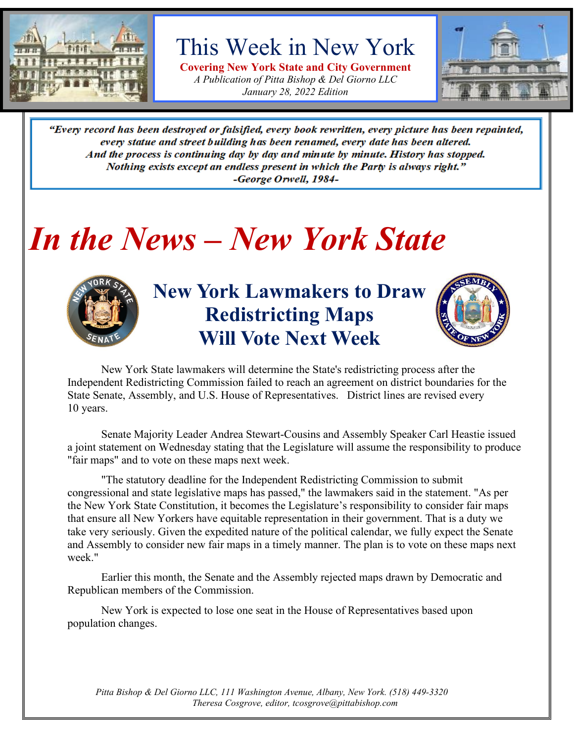# This Week in New York

**Covering New York State and City Government**

*A Publication of Pitta Bishop & Del Giorno LLC*

*January 28, 2022 Edition*

> ***"Every record has been destroyed or falsified, every book rewritten, every picture has been repainted, every statue and street building has been renamed, every date has been altered. And the process is continuing day by day and minute by minute. History has stopped. Nothing exists except an endless present in which the Party is always right."***
> ***-George Orwell, 1984-***

# *In the News – New York State*

## New York Lawmakers to Draw Redistricting Maps Will Vote Next Week

New York State lawmakers will determine the State's redistricting process after the Independent Redistricting Commission failed to reach an agreement on district boundaries for the State Senate, Assembly, and U.S. House of Representatives. District lines are revised every 10 years.

Senate Majority Leader Andrea Stewart-Cousins and Assembly Speaker Carl Heastie issued a joint statement on Wednesday stating that the Legislature will assume the responsibility to produce "fair maps" and to vote on these maps next week.

"The statutory deadline for the Independent Redistricting Commission to submit congressional and state legislative maps has passed," the lawmakers said in the statement. "As per the New York State Constitution, it becomes the Legislature's responsibility to consider fair maps that ensure all New Yorkers have equitable representation in their government. That is a duty we take very seriously. Given the expedited nature of the political calendar, we fully expect the Senate and Assembly to consider new fair maps in a timely manner. The plan is to vote on these maps next week."

Earlier this month, the Senate and the Assembly rejected maps drawn by Democratic and Republican members of the Commission.

New York is expected to lose one seat in the House of Representatives based upon population changes.

*Pitta Bishop & Del Giorno LLC, 111 Washington Avenue, Albany, New York. (518) 449-3320*
*Theresa Cosgrove, editor, tcosgrove@pittabishop.com*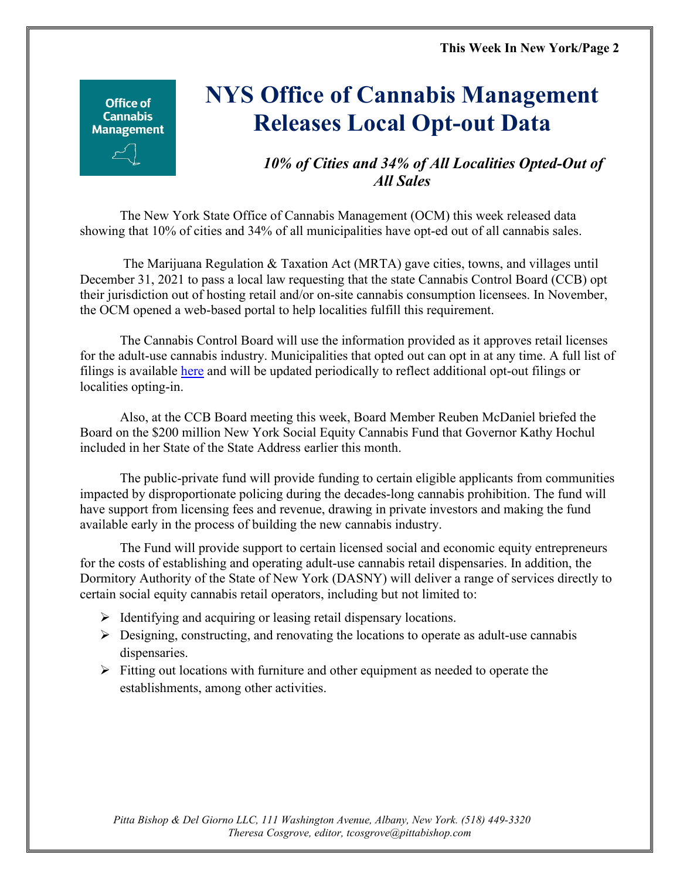# NYS Office of Cannabis Management Releases Local Opt-out Data

***10% of Cities and 34% of All Localities Opted-Out of All Sales***

The New York State Office of Cannabis Management (OCM) this week released data showing that 10% of cities and 34% of all municipalities have opt-ed out of all cannabis sales.

The Marijuana Regulation & Taxation Act (MRTA) gave cities, towns, and villages until December 31, 2021 to pass a local law requesting that the state Cannabis Control Board (CCB) opt their jurisdiction out of hosting retail and/or on-site cannabis consumption licensees. In November, the OCM opened a web-based portal to help localities fulfill this requirement.

The Cannabis Control Board will use the information provided as it approves retail licenses for the adult-use cannabis industry. Municipalities that opted out can opt in at any time. A full list of filings is available here and will be updated periodically to reflect additional opt-out filings or localities opting-in.

Also, at the CCB Board meeting this week, Board Member Reuben McDaniel briefed the Board on the $200 million New York Social Equity Cannabis Fund that Governor Kathy Hochul included in her State of the State Address earlier this month.

The public-private fund will provide funding to certain eligible applicants from communities impacted by disproportionate policing during the decades-long cannabis prohibition. The fund will have support from licensing fees and revenue, drawing in private investors and making the fund available early in the process of building the new cannabis industry.

The Fund will provide support to certain licensed social and economic equity entrepreneurs for the costs of establishing and operating adult-use cannabis retail dispensaries. In addition, the Dormitory Authority of the State of New York (DASNY) will deliver a range of services directly to certain social equity cannabis retail operators, including but not limited to:

- Identifying and acquiring or leasing retail dispensary locations.
- Designing, constructing, and renovating the locations to operate as adult-use cannabis dispensaries.
- Fitting out locations with furniture and other equipment as needed to operate the establishments, among other activities.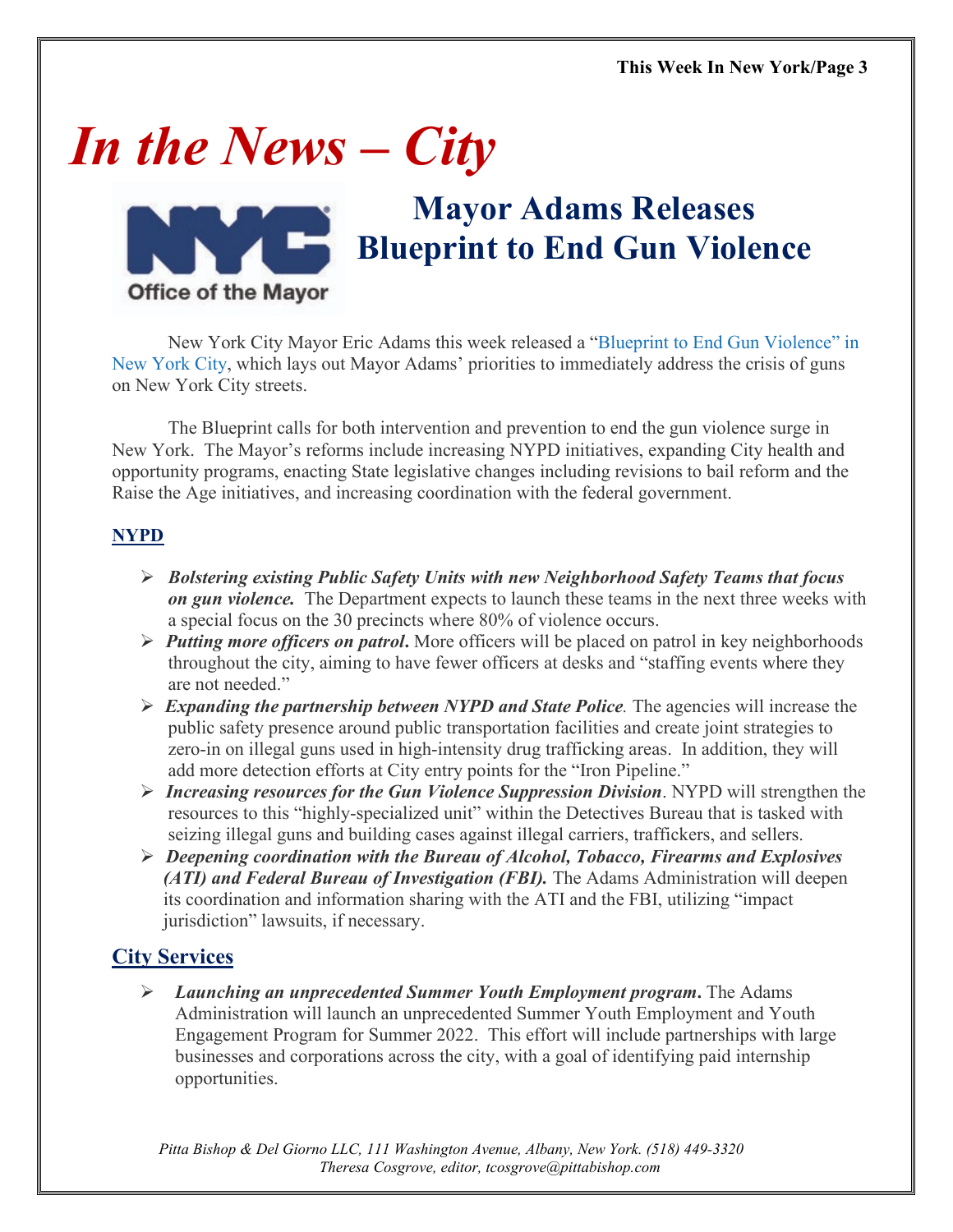# In the News – City

## Mayor Adams Releases Blueprint to End Gun Violence

New York City Mayor Eric Adams this week released a "Blueprint to End Gun Violence" in New York City, which lays out Mayor Adams' priorities to immediately address the crisis of guns on New York City streets.

The Blueprint calls for both intervention and prevention to end the gun violence surge in New York. The Mayor's reforms include increasing NYPD initiatives, expanding City health and opportunity programs, enacting State legislative changes including revisions to bail reform and the Raise the Age initiatives, and increasing coordination with the federal government.

### NYPD

- ***Bolstering existing Public Safety Units with new Neighborhood Safety Teams that focus on gun violence.*** The Department expects to launch these teams in the next three weeks with a special focus on the 30 precincts where 80% of violence occurs.
- ***Putting more officers on patrol*.** More officers will be placed on patrol in key neighborhoods throughout the city, aiming to have fewer officers at desks and "staffing events where they are not needed."
- ***Expanding the partnership between NYPD and State Police****.* The agencies will increase the public safety presence around public transportation facilities and create joint strategies to zero-in on illegal guns used in high-intensity drug trafficking areas. In addition, they will add more detection efforts at City entry points for the "Iron Pipeline."
- ***Increasing resources for the Gun Violence Suppression Division***. NYPD will strengthen the resources to this "highly-specialized unit" within the Detectives Bureau that is tasked with seizing illegal guns and building cases against illegal carriers, traffickers, and sellers.
- ***Deepening coordination with the Bureau of Alcohol, Tobacco, Firearms and Explosives (ATI) and Federal Bureau of Investigation (FBI).*** The Adams Administration will deepen its coordination and information sharing with the ATI and the FBI, utilizing "impact jurisdiction" lawsuits, if necessary.

### City Services

- ***Launching an unprecedented Summer Youth Employment program*.** The Adams Administration will launch an unprecedented Summer Youth Employment and Youth Engagement Program for Summer 2022. This effort will include partnerships with large businesses and corporations across the city, with a goal of identifying paid internship opportunities.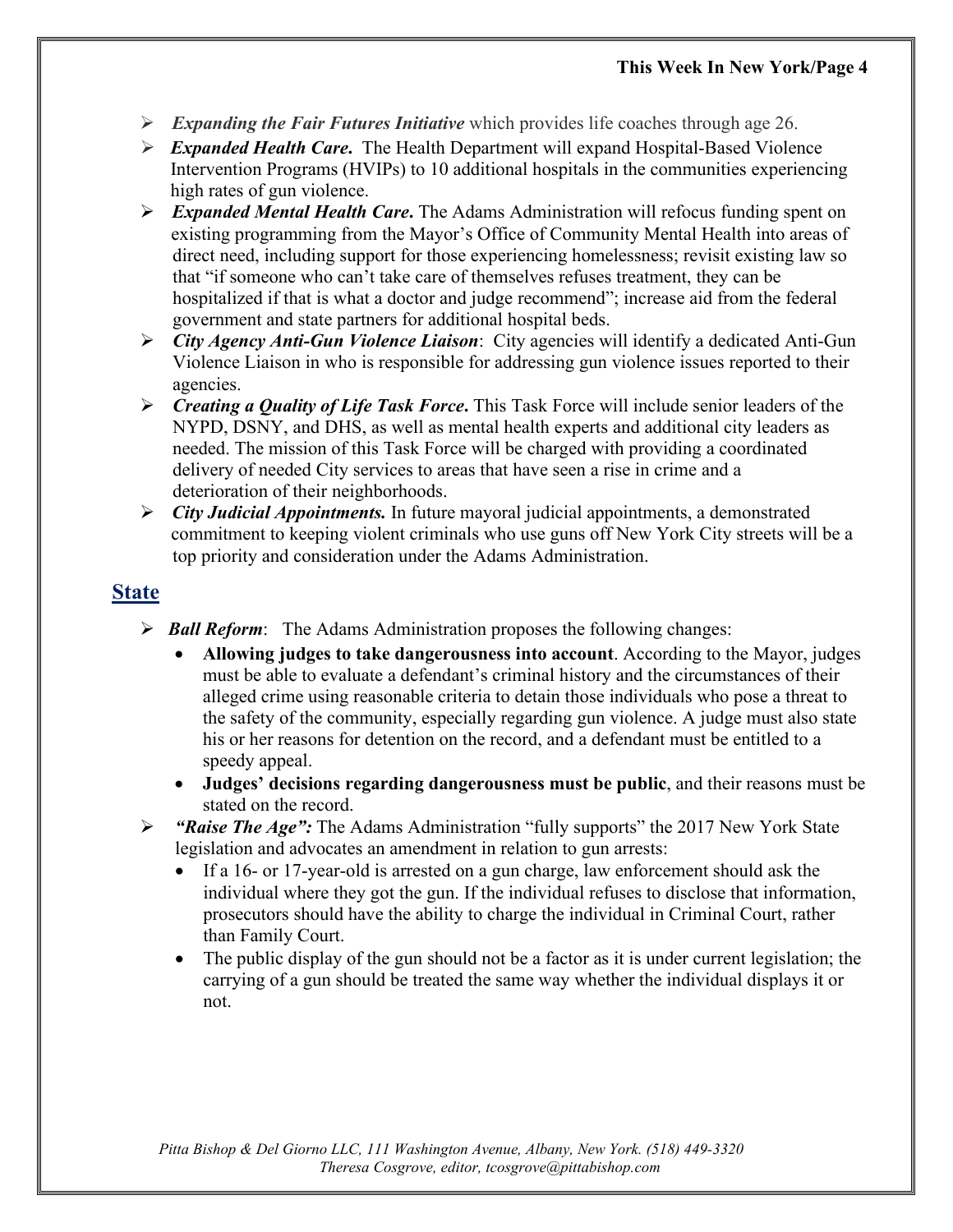- ***Expanding the Fair Futures Initiative*** which provides life coaches through age 26.
- ***Expanded Health Care.*** The Health Department will expand Hospital-Based Violence Intervention Programs (HVIPs) to 10 additional hospitals in the communities experiencing high rates of gun violence.
- ***Expanded Mental Health Care***. The Adams Administration will refocus funding spent on existing programming from the Mayor's Office of Community Mental Health into areas of direct need, including support for those experiencing homelessness; revisit existing law so that "if someone who can't take care of themselves refuses treatment, they can be hospitalized if that is what a doctor and judge recommend"; increase aid from the federal government and state partners for additional hospital beds.
- ***City Agency Anti-Gun Violence Liaison***: City agencies will identify a dedicated Anti-Gun Violence Liaison in who is responsible for addressing gun violence issues reported to their agencies.
- ***Creating a Quality of Life Task Force***. This Task Force will include senior leaders of the NYPD, DSNY, and DHS, as well as mental health experts and additional city leaders as needed. The mission of this Task Force will be charged with providing a coordinated delivery of needed City services to areas that have seen a rise in crime and a deterioration of their neighborhoods.
- ***City Judicial Appointments.*** In future mayoral judicial appointments, a demonstrated commitment to keeping violent criminals who use guns off New York City streets will be a top priority and consideration under the Adams Administration.

## State

- ***Ball Reform***: The Adams Administration proposes the following changes:
  - **Allowing judges to take dangerousness into account**. According to the Mayor, judges must be able to evaluate a defendant's criminal history and the circumstances of their alleged crime using reasonable criteria to detain those individuals who pose a threat to the safety of the community, especially regarding gun violence. A judge must also state his or her reasons for detention on the record, and a defendant must be entitled to a speedy appeal.
  - **Judges' decisions regarding dangerousness must be public**, and their reasons must be stated on the record.
- ***"Raise The Age":*** The Adams Administration "fully supports" the 2017 New York State legislation and advocates an amendment in relation to gun arrests:
  - If a 16- or 17-year-old is arrested on a gun charge, law enforcement should ask the individual where they got the gun. If the individual refuses to disclose that information, prosecutors should have the ability to charge the individual in Criminal Court, rather than Family Court.
  - The public display of the gun should not be a factor as it is under current legislation; the carrying of a gun should be treated the same way whether the individual displays it or not.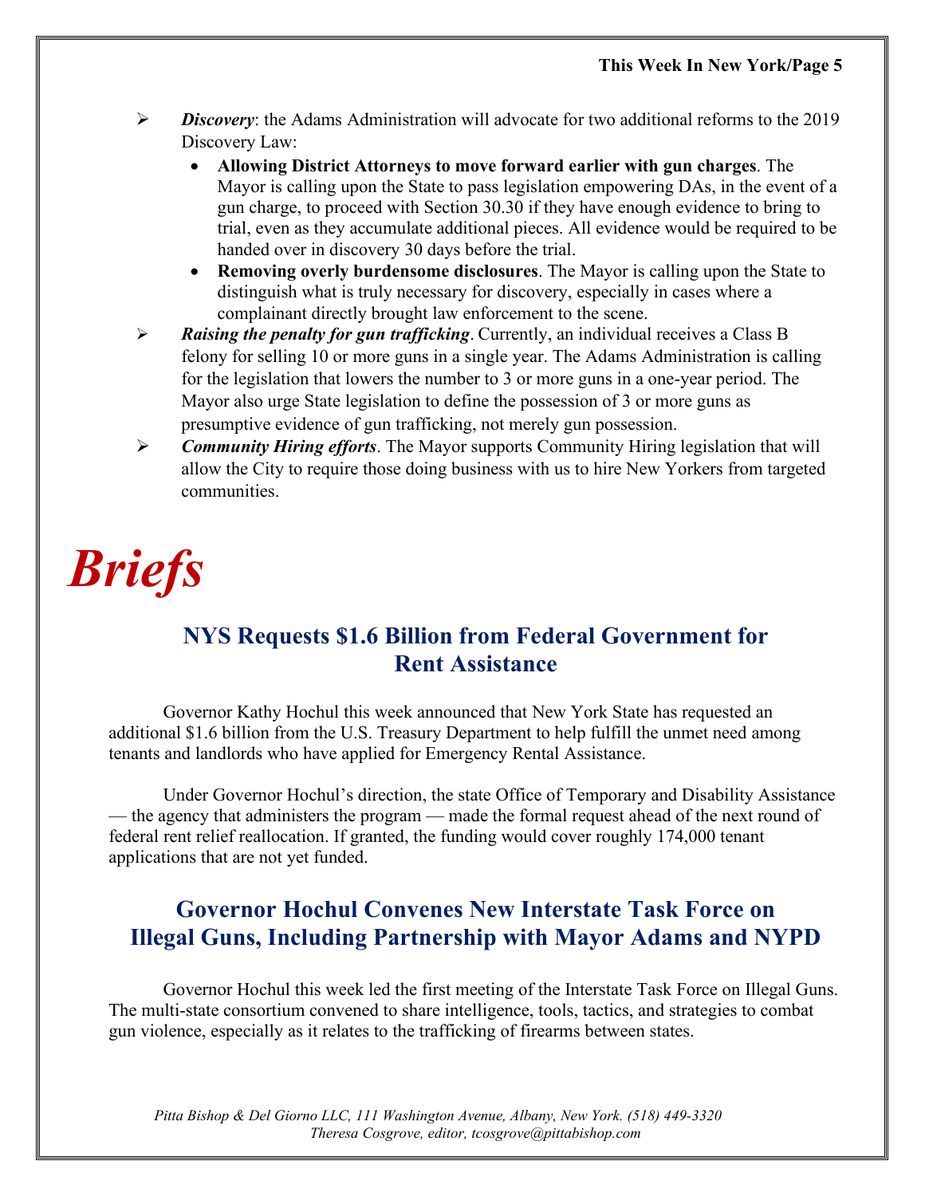- ***Discovery***: the Adams Administration will advocate for two additional reforms to the 2019 Discovery Law:
  - **Allowing District Attorneys to move forward earlier with gun charges**. The Mayor is calling upon the State to pass legislation empowering DAs, in the event of a gun charge, to proceed with Section 30.30 if they have enough evidence to bring to trial, even as they accumulate additional pieces. All evidence would be required to be handed over in discovery 30 days before the trial.
  - **Removing overly burdensome disclosures**. The Mayor is calling upon the State to distinguish what is truly necessary for discovery, especially in cases where a complainant directly brought law enforcement to the scene.
- ***Raising the penalty for gun trafficking***. Currently, an individual receives a Class B felony for selling 10 or more guns in a single year. The Adams Administration is calling for the legislation that lowers the number to 3 or more guns in a one-year period. The Mayor also urge State legislation to define the possession of 3 or more guns as presumptive evidence of gun trafficking, not merely gun possession.
- ***Community Hiring efforts***. The Mayor supports Community Hiring legislation that will allow the City to require those doing business with us to hire New Yorkers from targeted communities.

# *Briefs*

## NYS Requests $1.6 Billion from Federal Government for Rent Assistance

Governor Kathy Hochul this week announced that New York State has requested an additional $1.6 billion from the U.S. Treasury Department to help fulfill the unmet need among tenants and landlords who have applied for Emergency Rental Assistance.

Under Governor Hochul's direction, the state Office of Temporary and Disability Assistance — the agency that administers the program — made the formal request ahead of the next round of federal rent relief reallocation. If granted, the funding would cover roughly 174,000 tenant applications that are not yet funded.

## Governor Hochul Convenes New Interstate Task Force on Illegal Guns, Including Partnership with Mayor Adams and NYPD

Governor Hochul this week led the first meeting of the Interstate Task Force on Illegal Guns. The multi-state consortium convened to share intelligence, tools, tactics, and strategies to combat gun violence, especially as it relates to the trafficking of firearms between states.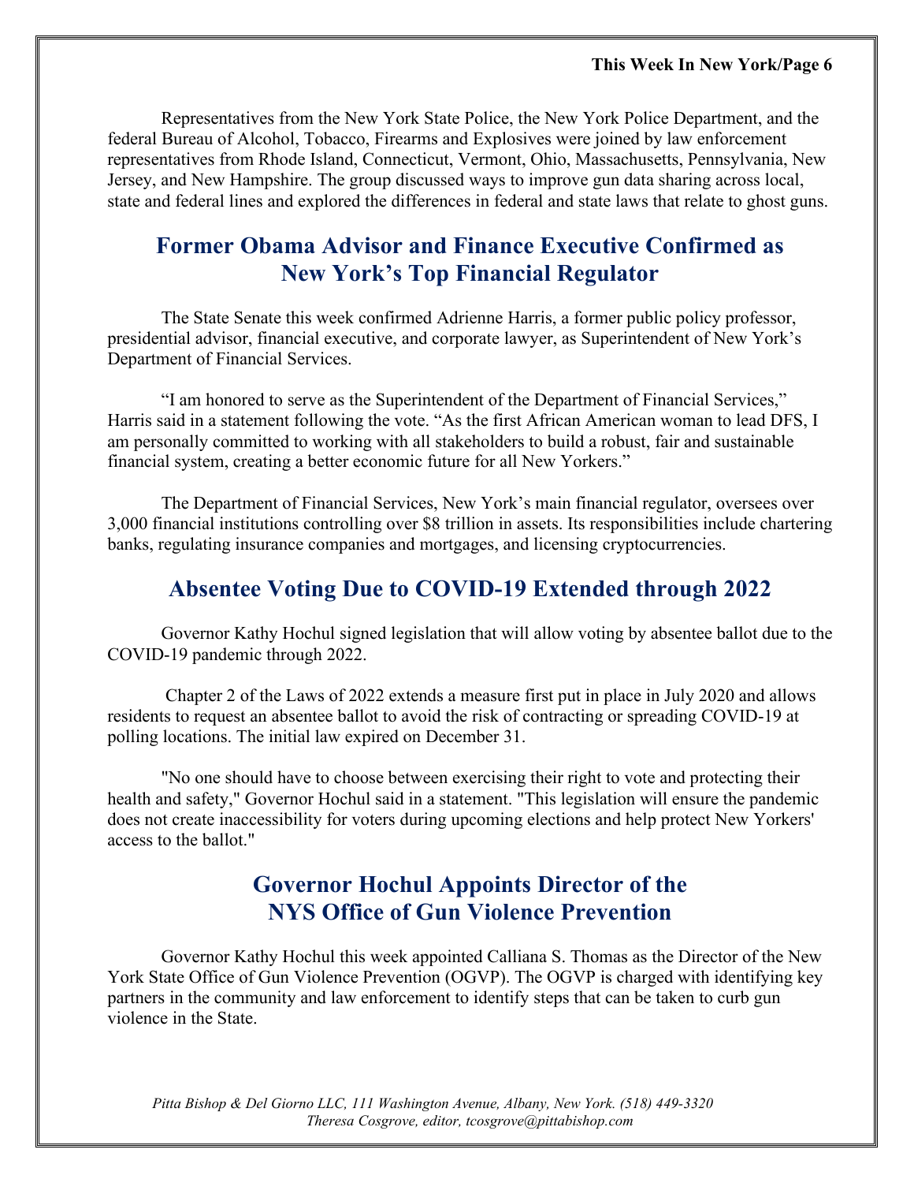Representatives from the New York State Police, the New York Police Department, and the federal Bureau of Alcohol, Tobacco, Firearms and Explosives were joined by law enforcement representatives from Rhode Island, Connecticut, Vermont, Ohio, Massachusetts, Pennsylvania, New Jersey, and New Hampshire. The group discussed ways to improve gun data sharing across local, state and federal lines and explored the differences in federal and state laws that relate to ghost guns.

## Former Obama Advisor and Finance Executive Confirmed as New York's Top Financial Regulator

The State Senate this week confirmed Adrienne Harris, a former public policy professor, presidential advisor, financial executive, and corporate lawyer, as Superintendent of New York's Department of Financial Services.

"I am honored to serve as the Superintendent of the Department of Financial Services," Harris said in a statement following the vote. "As the first African American woman to lead DFS, I am personally committed to working with all stakeholders to build a robust, fair and sustainable financial system, creating a better economic future for all New Yorkers."

The Department of Financial Services, New York's main financial regulator, oversees over 3,000 financial institutions controlling over $8 trillion in assets. Its responsibilities include chartering banks, regulating insurance companies and mortgages, and licensing cryptocurrencies.

## Absentee Voting Due to COVID-19 Extended through 2022

Governor Kathy Hochul signed legislation that will allow voting by absentee ballot due to the COVID-19 pandemic through 2022.

Chapter 2 of the Laws of 2022 extends a measure first put in place in July 2020 and allows residents to request an absentee ballot to avoid the risk of contracting or spreading COVID-19 at polling locations. The initial law expired on December 31.

"No one should have to choose between exercising their right to vote and protecting their health and safety," Governor Hochul said in a statement. "This legislation will ensure the pandemic does not create inaccessibility for voters during upcoming elections and help protect New Yorkers' access to the ballot."

## Governor Hochul Appoints Director of the NYS Office of Gun Violence Prevention

Governor Kathy Hochul this week appointed Calliana S. Thomas as the Director of the New York State Office of Gun Violence Prevention (OGVP). The OGVP is charged with identifying key partners in the community and law enforcement to identify steps that can be taken to curb gun violence in the State.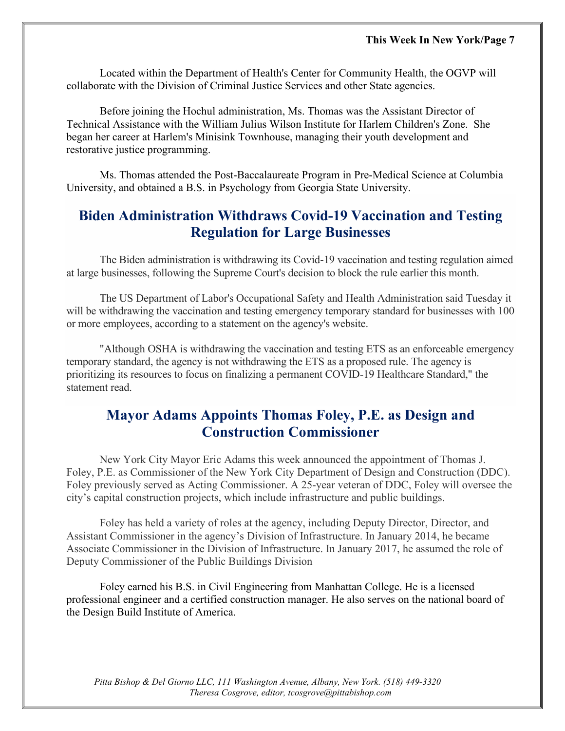Located within the Department of Health's Center for Community Health, the OGVP will collaborate with the Division of Criminal Justice Services and other State agencies.

Before joining the Hochul administration, Ms. Thomas was the Assistant Director of Technical Assistance with the William Julius Wilson Institute for Harlem Children's Zone. She began her career at Harlem's Minisink Townhouse, managing their youth development and restorative justice programming.

Ms. Thomas attended the Post-Baccalaureate Program in Pre-Medical Science at Columbia University, and obtained a B.S. in Psychology from Georgia State University.

## Biden Administration Withdraws Covid-19 Vaccination and Testing Regulation for Large Businesses

The Biden administration is withdrawing its Covid-19 vaccination and testing regulation aimed at large businesses, following the Supreme Court's decision to block the rule earlier this month.

The US Department of Labor's Occupational Safety and Health Administration said Tuesday it will be withdrawing the vaccination and testing emergency temporary standard for businesses with 100 or more employees, according to a statement on the agency's website.

"Although OSHA is withdrawing the vaccination and testing ETS as an enforceable emergency temporary standard, the agency is not withdrawing the ETS as a proposed rule. The agency is prioritizing its resources to focus on finalizing a permanent COVID-19 Healthcare Standard," the statement read.

## Mayor Adams Appoints Thomas Foley, P.E. as Design and Construction Commissioner

New York City Mayor Eric Adams this week announced the appointment of Thomas J. Foley, P.E. as Commissioner of the New York City Department of Design and Construction (DDC). Foley previously served as Acting Commissioner. A 25-year veteran of DDC, Foley will oversee the city's capital construction projects, which include infrastructure and public buildings.

Foley has held a variety of roles at the agency, including Deputy Director, Director, and Assistant Commissioner in the agency's Division of Infrastructure. In January 2014, he became Associate Commissioner in the Division of Infrastructure. In January 2017, he assumed the role of Deputy Commissioner of the Public Buildings Division

Foley earned his B.S. in Civil Engineering from Manhattan College. He is a licensed professional engineer and a certified construction manager. He also serves on the national board of the Design Build Institute of America.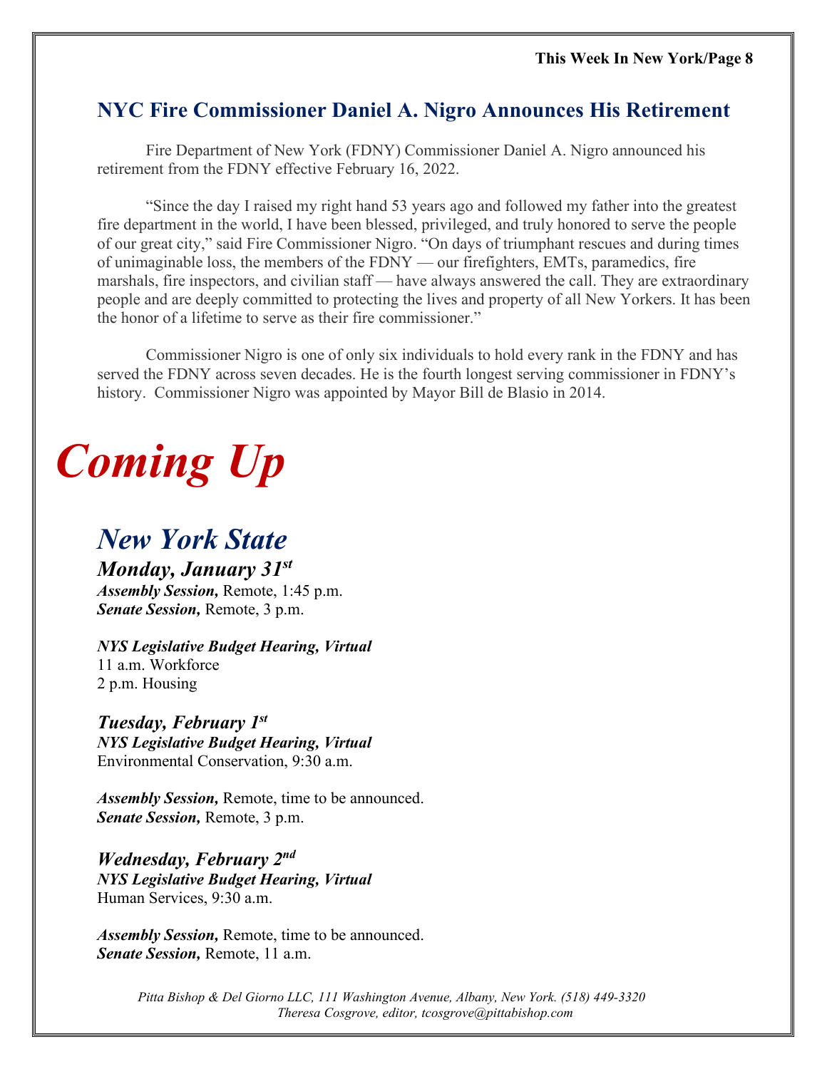## NYC Fire Commissioner Daniel A. Nigro Announces His Retirement

Fire Department of New York (FDNY) Commissioner Daniel A. Nigro announced his retirement from the FDNY effective February 16, 2022.

"Since the day I raised my right hand 53 years ago and followed my father into the greatest fire department in the world, I have been blessed, privileged, and truly honored to serve the people of our great city," said Fire Commissioner Nigro. "On days of triumphant rescues and during times of unimaginable loss, the members of the FDNY — our firefighters, EMTs, paramedics, fire marshals, fire inspectors, and civilian staff — have always answered the call. They are extraordinary people and are deeply committed to protecting the lives and property of all New Yorkers. It has been the honor of a lifetime to serve as their fire commissioner."

Commissioner Nigro is one of only six individuals to hold every rank in the FDNY and has served the FDNY across seven decades. He is the fourth longest serving commissioner in FDNY's history. Commissioner Nigro was appointed by Mayor Bill de Blasio in 2014.

# *Coming Up*

## *New York State*

### *Monday, January 31st*

***Assembly Session,*** Remote, 1:45 p.m.
***Senate Session,*** Remote, 3 p.m.

***NYS Legislative Budget Hearing, Virtual***
11 a.m. Workforce
2 p.m. Housing

### *Tuesday, February 1st*

***NYS Legislative Budget Hearing, Virtual***
Environmental Conservation, 9:30 a.m.

***Assembly Session,*** Remote, time to be announced.
***Senate Session,*** Remote, 3 p.m.

### *Wednesday, February 2nd*

***NYS Legislative Budget Hearing, Virtual***
Human Services, 9:30 a.m.

***Assembly Session,*** Remote, time to be announced.
***Senate Session,*** Remote, 11 a.m.

*Pitta Bishop & Del Giorno LLC, 111 Washington Avenue, Albany, New York. (518) 449-3320*
*Theresa Cosgrove, editor, tcosgrove@pittabishop.com*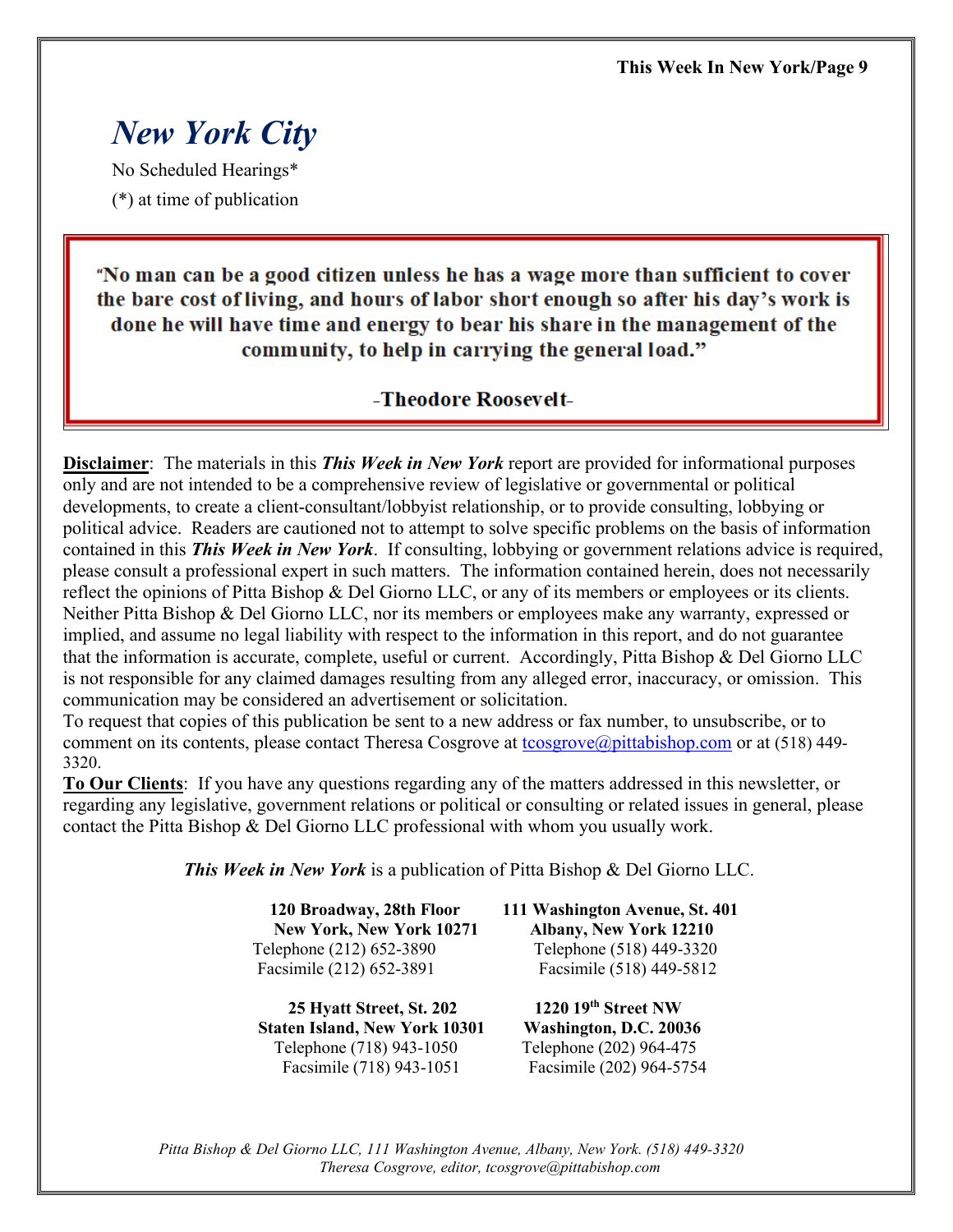# *New York City*

No Scheduled Hearings*

(*) at time of publication

> **"No man can be a good citizen unless he has a wage more than sufficient to cover the bare cost of living, and hours of labor short enough so after his day's work is done he will have time and energy to bear his share in the management of the community, to help in carrying the general load."**
>
> **-Theodore Roosevelt-**

**Disclaimer**: The materials in this ***This Week in New York*** report are provided for informational purposes only and are not intended to be a comprehensive review of legislative or governmental or political developments, to create a client-consultant/lobbyist relationship, or to provide consulting, lobbying or political advice. Readers are cautioned not to attempt to solve specific problems on the basis of information contained in this ***This Week in New York***. If consulting, lobbying or government relations advice is required, please consult a professional expert in such matters. The information contained herein, does not necessarily reflect the opinions of Pitta Bishop & Del Giorno LLC, or any of its members or employees or its clients. Neither Pitta Bishop & Del Giorno LLC, nor its members or employees make any warranty, expressed or implied, and assume no legal liability with respect to the information in this report, and do not guarantee that the information is accurate, complete, useful or current. Accordingly, Pitta Bishop & Del Giorno LLC is not responsible for any claimed damages resulting from any alleged error, inaccuracy, or omission. This communication may be considered an advertisement or solicitation.
To request that copies of this publication be sent to a new address or fax number, to unsubscribe, or to comment on its contents, please contact Theresa Cosgrove at tcosgrove@pittabishop.com or at (518) 449-3320.

**To Our Clients**: If you have any questions regarding any of the matters addressed in this newsletter, or regarding any legislative, government relations or political or consulting or related issues in general, please contact the Pitta Bishop & Del Giorno LLC professional with whom you usually work.

***This Week in New York*** is a publication of Pitta Bishop & Del Giorno LLC.

**120 Broadway, 28th Floor**
**New York, New York 10271**
Telephone (212) 652-3890
Facsimile (212) 652-3891

**111 Washington Avenue, St. 401**
**Albany, New York 12210**
Telephone (518) 449-3320
Facsimile (518) 449-5812

**25 Hyatt Street, St. 202**
**Staten Island, New York 10301**
Telephone (718) 943-1050
Facsimile (718) 943-1051

**1220 19th Street NW**
**Washington, D.C. 20036**
Telephone (202) 964-475
Facsimile (202) 964-5754

*Pitta Bishop & Del Giorno LLC, 111 Washington Avenue, Albany, New York. (518) 449-3320*
*Theresa Cosgrove, editor, tcosgrove@pittabishop.com*